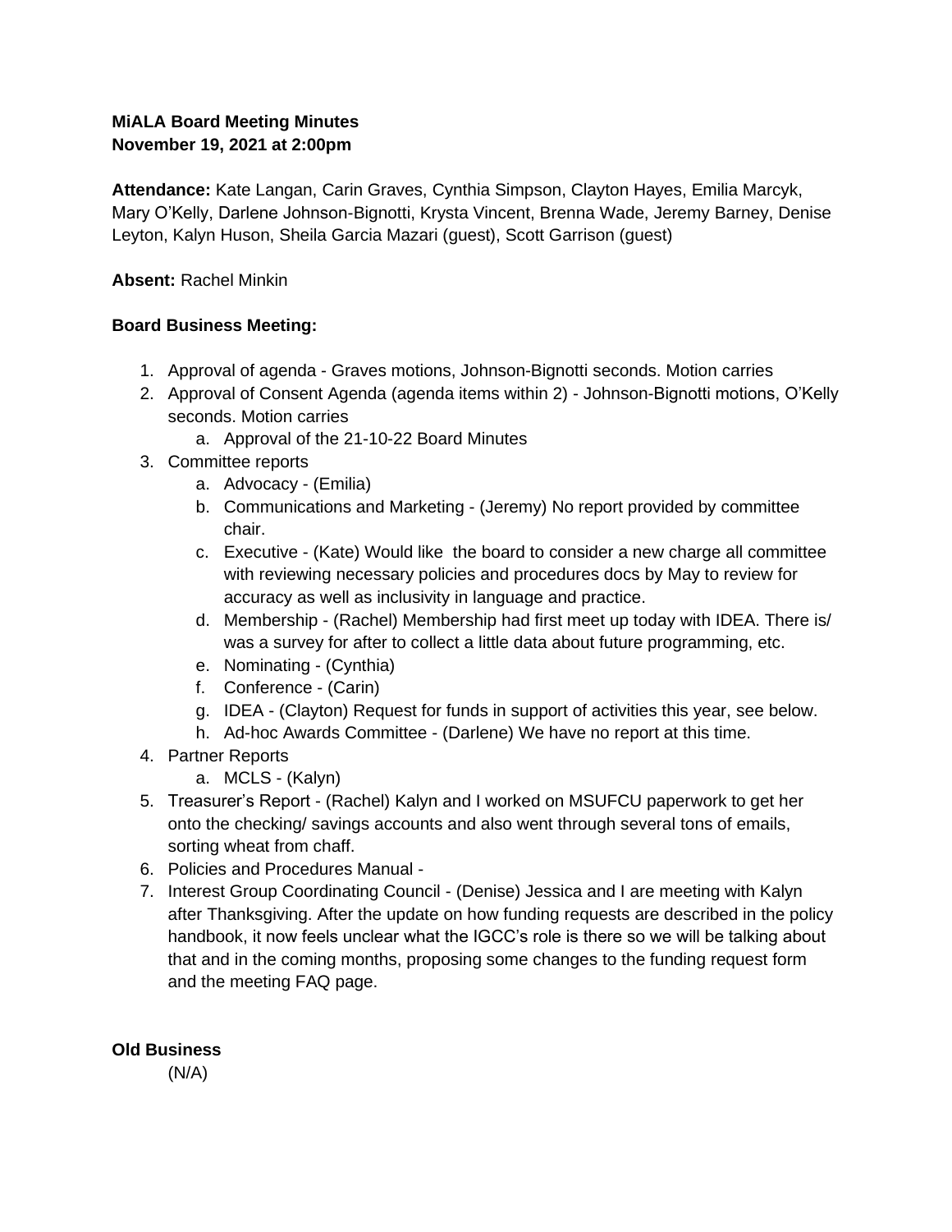**MiALA Board Meeting Minutes**
**November 19, 2021 at 2:00pm**

**Attendance:** Kate Langan, Carin Graves, Cynthia Simpson, Clayton Hayes, Emilia Marcyk, Mary O'Kelly, Darlene Johnson-Bignotti, Krysta Vincent, Brenna Wade, Jeremy Barney, Denise Leyton, Kalyn Huson, Sheila Garcia Mazari (guest), Scott Garrison (guest)

**Absent:** Rachel Minkin

**Board Business Meeting:**

1. Approval of agenda - Graves motions, Johnson-Bignotti seconds. Motion carries
2. Approval of Consent Agenda (agenda items within 2) - Johnson-Bignotti motions, O'Kelly seconds. Motion carries
   a. Approval of the 21-10-22 Board Minutes
3. Committee reports
   a. Advocacy - (Emilia)
   b. Communications and Marketing - (Jeremy) No report provided by committee chair.
   c. Executive - (Kate) Would like the board to consider a new charge all committee with reviewing necessary policies and procedures docs by May to review for accuracy as well as inclusivity in language and practice.
   d. Membership - (Rachel) Membership had first meet up today with IDEA. There is/ was a survey for after to collect a little data about future programming, etc.
   e. Nominating - (Cynthia)
   f. Conference - (Carin)
   g. IDEA - (Clayton) Request for funds in support of activities this year, see below.
   h. Ad-hoc Awards Committee - (Darlene) We have no report at this time.
4. Partner Reports
   a. MCLS - (Kalyn)
5. Treasurer's Report - (Rachel) Kalyn and I worked on MSUFCU paperwork to get her onto the checking/ savings accounts and also went through several tons of emails, sorting wheat from chaff.
6. Policies and Procedures Manual -
7. Interest Group Coordinating Council - (Denise) Jessica and I are meeting with Kalyn after Thanksgiving. After the update on how funding requests are described in the policy handbook, it now feels unclear what the IGCC's role is there so we will be talking about that and in the coming months, proposing some changes to the funding request form and the meeting FAQ page.

**Old Business**

(N/A)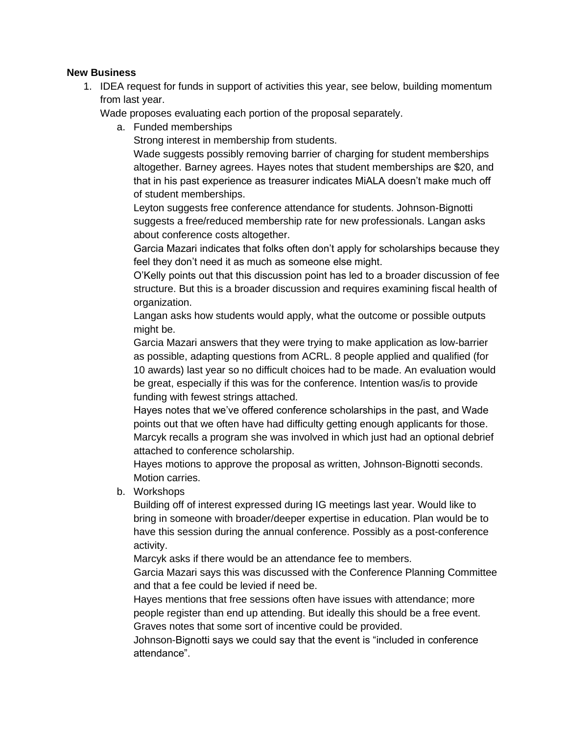**New Business**

1. IDEA request for funds in support of activities this year, see below, building momentum from last year.
   Wade proposes evaluating each portion of the proposal separately.
   a. Funded memberships
      Strong interest in membership from students.
      Wade suggests possibly removing barrier of charging for student memberships altogether. Barney agrees. Hayes notes that student memberships are $20, and that in his past experience as treasurer indicates MiALA doesn't make much off of student memberships.
      Leyton suggests free conference attendance for students. Johnson-Bignotti suggests a free/reduced membership rate for new professionals. Langan asks about conference costs altogether.
      Garcia Mazari indicates that folks often don't apply for scholarships because they feel they don't need it as much as someone else might.
      O'Kelly points out that this discussion point has led to a broader discussion of fee structure. But this is a broader discussion and requires examining fiscal health of organization.
      Langan asks how students would apply, what the outcome or possible outputs might be.
      Garcia Mazari answers that they were trying to make application as low-barrier as possible, adapting questions from ACRL. 8 people applied and qualified (for 10 awards) last year so no difficult choices had to be made. An evaluation would be great, especially if this was for the conference. Intention was/is to provide funding with fewest strings attached.
      Hayes notes that we've offered conference scholarships in the past, and Wade points out that we often have had difficulty getting enough applicants for those.
      Marcyk recalls a program she was involved in which just had an optional debrief attached to conference scholarship.
      Hayes motions to approve the proposal as written, Johnson-Bignotti seconds. Motion carries.
   b. Workshops
      Building off of interest expressed during IG meetings last year. Would like to bring in someone with broader/deeper expertise in education. Plan would be to have this session during the annual conference. Possibly as a post-conference activity.
      Marcyk asks if there would be an attendance fee to members.
      Garcia Mazari says this was discussed with the Conference Planning Committee and that a fee could be levied if need be.
      Hayes mentions that free sessions often have issues with attendance; more people register than end up attending. But ideally this should be a free event.
      Graves notes that some sort of incentive could be provided.
      Johnson-Bignotti says we could say that the event is "included in conference attendance".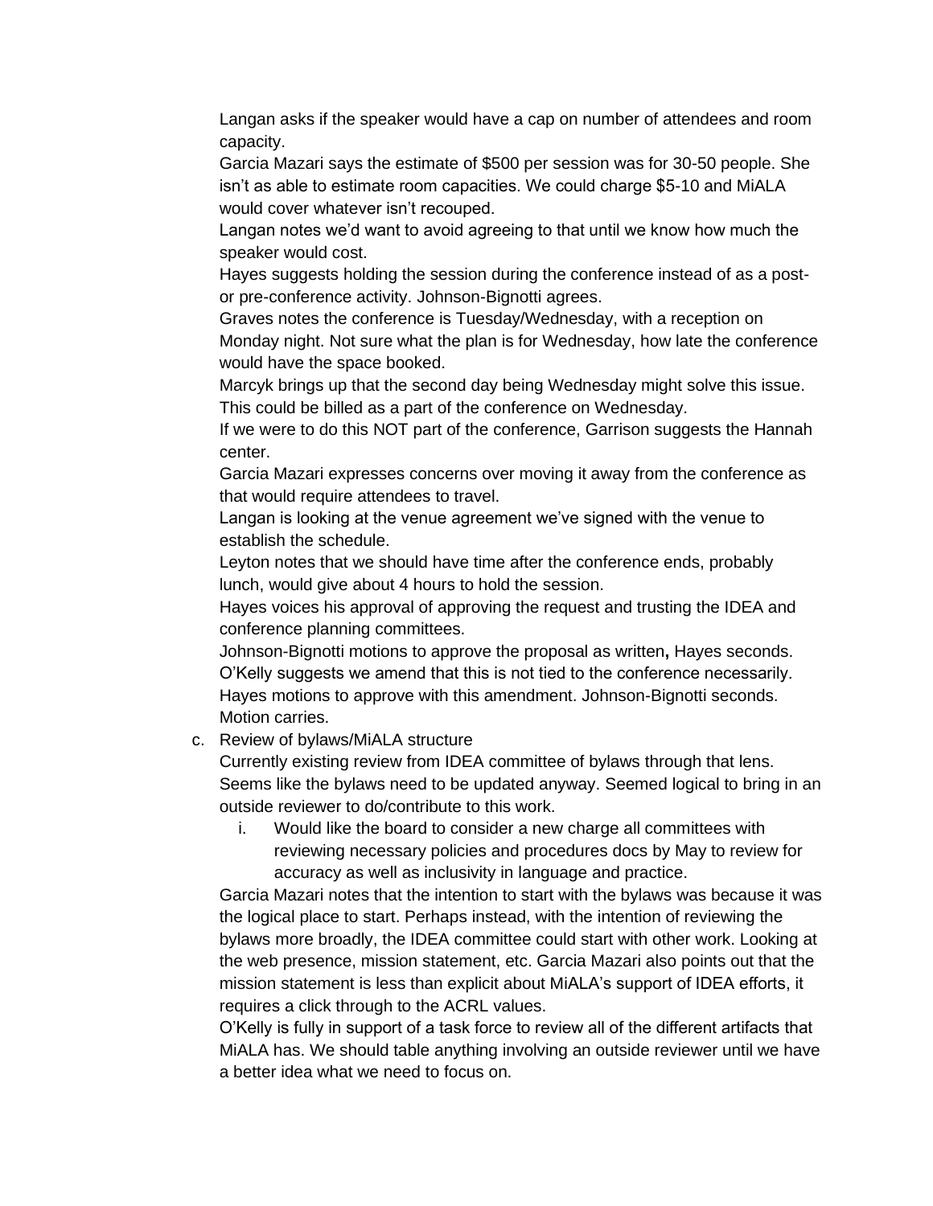Langan asks if the speaker would have a cap on number of attendees and room capacity.

Garcia Mazari says the estimate of $500 per session was for 30-50 people. She isn't as able to estimate room capacities. We could charge $5-10 and MiALA would cover whatever isn't recouped.

Langan notes we'd want to avoid agreeing to that until we know how much the speaker would cost.

Hayes suggests holding the session during the conference instead of as a post- or pre-conference activity. Johnson-Bignotti agrees.

Graves notes the conference is Tuesday/Wednesday, with a reception on Monday night. Not sure what the plan is for Wednesday, how late the conference would have the space booked.

Marcyk brings up that the second day being Wednesday might solve this issue. This could be billed as a part of the conference on Wednesday.

If we were to do this NOT part of the conference, Garrison suggests the Hannah center.

Garcia Mazari expresses concerns over moving it away from the conference as that would require attendees to travel.

Langan is looking at the venue agreement we've signed with the venue to establish the schedule.

Leyton notes that we should have time after the conference ends, probably lunch, would give about 4 hours to hold the session.

Hayes voices his approval of approving the request and trusting the IDEA and conference planning committees.

Johnson-Bignotti motions to approve the proposal as written**,** Hayes seconds.

O'Kelly suggests we amend that this is not tied to the conference necessarily.

Hayes motions to approve with this amendment. Johnson-Bignotti seconds.

Motion carries.

c. Review of bylaws/MiALA structure

Currently existing review from IDEA committee of bylaws through that lens. Seems like the bylaws need to be updated anyway. Seemed logical to bring in an outside reviewer to do/contribute to this work.

   i. Would like the board to consider a new charge all committees with reviewing necessary policies and procedures docs by May to review for accuracy as well as inclusivity in language and practice.

Garcia Mazari notes that the intention to start with the bylaws was because it was the logical place to start. Perhaps instead, with the intention of reviewing the bylaws more broadly, the IDEA committee could start with other work. Looking at the web presence, mission statement, etc. Garcia Mazari also points out that the mission statement is less than explicit about MiALA's support of IDEA efforts, it requires a click through to the ACRL values.

O'Kelly is fully in support of a task force to review all of the different artifacts that MiALA has. We should table anything involving an outside reviewer until we have a better idea what we need to focus on.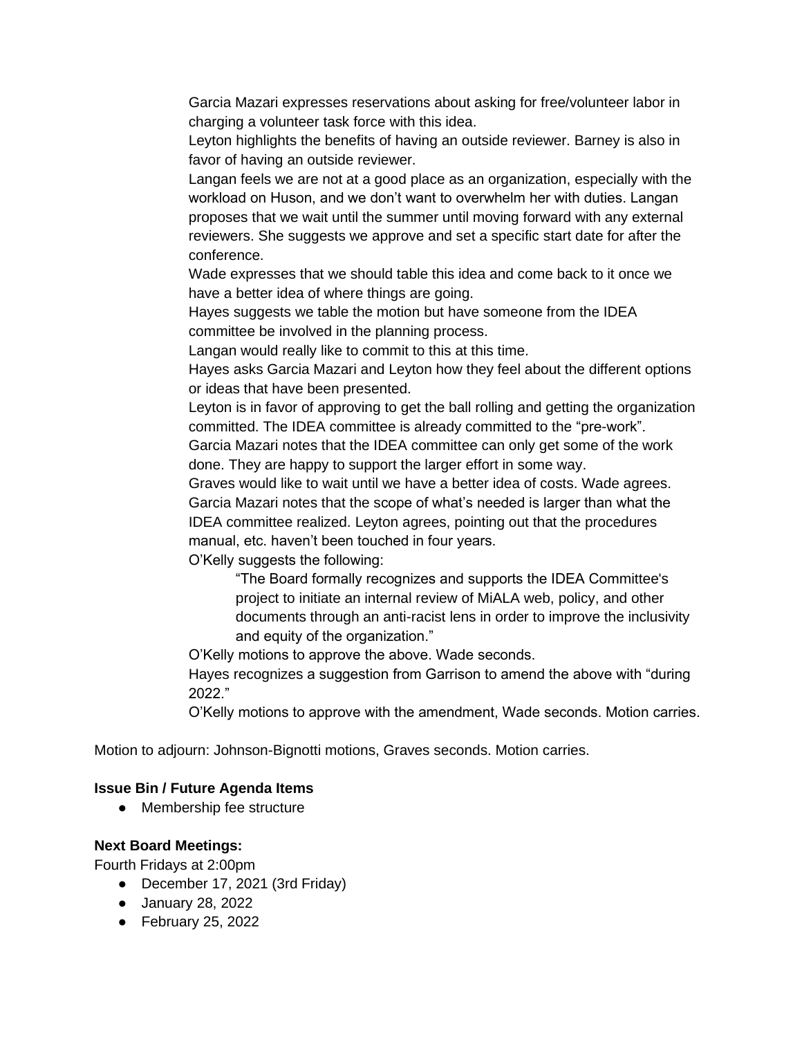Garcia Mazari expresses reservations about asking for free/volunteer labor in charging a volunteer task force with this idea.

Leyton highlights the benefits of having an outside reviewer. Barney is also in favor of having an outside reviewer.

Langan feels we are not at a good place as an organization, especially with the workload on Huson, and we don't want to overwhelm her with duties. Langan proposes that we wait until the summer until moving forward with any external reviewers. She suggests we approve and set a specific start date for after the conference.

Wade expresses that we should table this idea and come back to it once we have a better idea of where things are going.

Hayes suggests we table the motion but have someone from the IDEA committee be involved in the planning process.

Langan would really like to commit to this at this time.

Hayes asks Garcia Mazari and Leyton how they feel about the different options or ideas that have been presented.

Leyton is in favor of approving to get the ball rolling and getting the organization committed. The IDEA committee is already committed to the "pre-work".

Garcia Mazari notes that the IDEA committee can only get some of the work done. They are happy to support the larger effort in some way.

Graves would like to wait until we have a better idea of costs. Wade agrees.

Garcia Mazari notes that the scope of what's needed is larger than what the IDEA committee realized. Leyton agrees, pointing out that the procedures manual, etc. haven't been touched in four years.

O'Kelly suggests the following:

> "The Board formally recognizes and supports the IDEA Committee's project to initiate an internal review of MiALA web, policy, and other documents through an anti-racist lens in order to improve the inclusivity and equity of the organization."

O'Kelly motions to approve the above. Wade seconds.

Hayes recognizes a suggestion from Garrison to amend the above with "during 2022."

O'Kelly motions to approve with the amendment, Wade seconds. Motion carries.

Motion to adjourn: Johnson-Bignotti motions, Graves seconds. Motion carries.

**Issue Bin / Future Agenda Items**

- Membership fee structure

**Next Board Meetings:**

Fourth Fridays at 2:00pm

- December 17, 2021 (3rd Friday)
- January 28, 2022
- February 25, 2022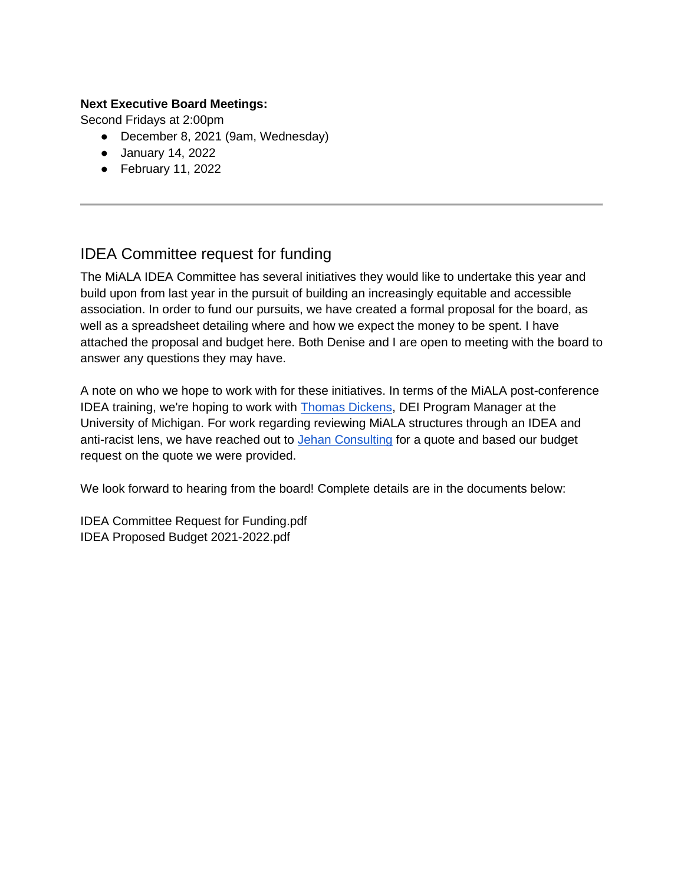**Next Executive Board Meetings:**
Second Fridays at 2:00pm

- December 8, 2021 (9am, Wednesday)
- January 14, 2022
- February 11, 2022

---

## IDEA Committee request for funding

The MiALA IDEA Committee has several initiatives they would like to undertake this year and build upon from last year in the pursuit of building an increasingly equitable and accessible association. In order to fund our pursuits, we have created a formal proposal for the board, as well as a spreadsheet detailing where and how we expect the money to be spent. I have attached the proposal and budget here. Both Denise and I are open to meeting with the board to answer any questions they may have.

A note on who we hope to work with for these initiatives. In terms of the MiALA post-conference IDEA training, we're hoping to work with Thomas Dickens, DEI Program Manager at the University of Michigan. For work regarding reviewing MiALA structures through an IDEA and anti-racist lens, we have reached out to Jehan Consulting for a quote and based our budget request on the quote we were provided.

We look forward to hearing from the board! Complete details are in the documents below:

IDEA Committee Request for Funding.pdf
IDEA Proposed Budget 2021-2022.pdf